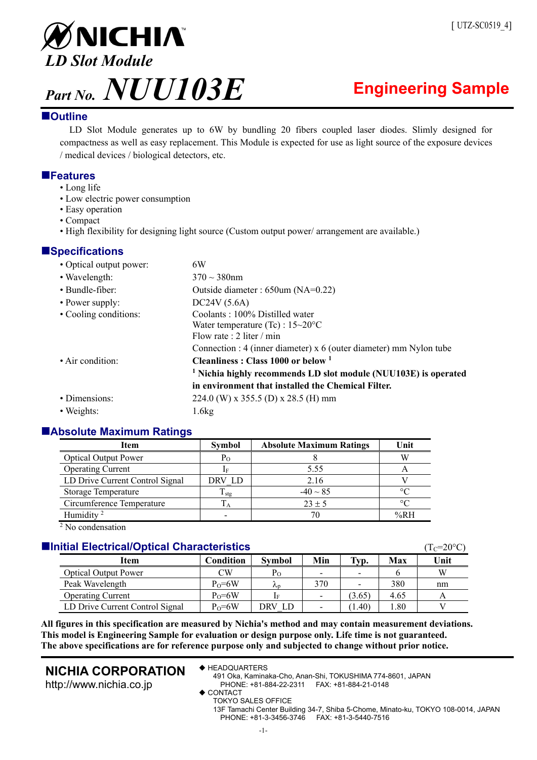[ UTZ-SC0519_4]

# NICHIA

## *LD Slot Module*

# *Part No.* *NUU103E*

**Engineering Sample**

## ■Outline

LD Slot Module generates up to 6W by bundling 20 fibers coupled laser diodes. Slimly designed for compactness as well as easy replacement. This Module is expected for use as light source of the exposure devices / medical devices / biological detectors, etc.

## ■Features

- Long life
- Low electric power consumption
- Easy operation
- Compact
- High flexibility for designing light source (Custom output power/ arrangement are available.)

## ■Specifications

- Optical output power: 6W
- Wavelength: 370 ~ 380nm
- Bundle-fiber: Outside diameter : 650um (NA=0.22)
- Power supply: DC24V (5.6A)
- Cooling conditions: Coolants : 100% Distilled water
  Water temperature (Tc) : 15~20°C
  Flow rate : 2 liter / min
  Connection : 4 (inner diameter) x 6 (outer diameter) mm Nylon tube
- Air condition: **Cleanliness : Class 1000 or below [1]**
  **[1] Nichia highly recommends LD slot module (NUU103E) is operated in environment that installed the Chemical Filter.**
- Dimensions: 224.0 (W) x 355.5 (D) x 28.5 (H) mm
- Weights: 1.6kg

## ■Absolute Maximum Ratings

| Item | Symbol | Absolute Maximum Ratings | Unit |
|---|---|---|---|
| Optical Output Power | $P_O$ | 8 | W |
| Operating Current | $I_F$ | 5.55 | A |
| LD Drive Current Control Signal | DRV_LD | 2.16 | V |
| Storage Temperature | $T_{stg}$ | -40 ~ 85 | °C |
| Circumference Temperature | $T_A$ | 23 ± 5 | °C |
| Humidity [2] | - | 70 | %RH |

[2] No condensation

## ■Initial Electrical/Optical Characteristics

($T_C$=20°C)

| Item | Condition | Symbol | Min | Typ. | Max | Unit |
|---|---|---|---|---|---|---|
| Optical Output Power | CW | $P_O$ | - | - | 6 | W |
| Peak Wavelength | $P_O$=6W | $\lambda_p$ | 370 | - | 380 | nm |
| Operating Current | $P_O$=6W | $I_F$ | - | (3.65) | 4.65 | A |
| LD Drive Current Control Signal | $P_O$=6W | DRV_LD | - | (1.40) | 1.80 | V |

**All figures in this specification are measured by Nichia's method and may contain measurement deviations.**
**This model is Engineering Sample for evaluation or design purpose only. Life time is not guaranteed.**
**The above specifications are for reference purpose only and subjected to change without prior notice.**

**NICHIA CORPORATION**
http://www.nichia.co.jp

◆ HEADQUARTERS
491 Oka, Kaminaka-Cho, Anan-Shi, TOKUSHIMA 774-8601, JAPAN
PHONE: +81-884-22-2311 FAX: +81-884-21-0148

◆ CONTACT
TOKYO SALES OFFICE
13F Tamachi Center Building 34-7, Shiba 5-Chome, Minato-ku, TOKYO 108-0014, JAPAN
PHONE: +81-3-3456-3746 FAX: +81-3-5440-7516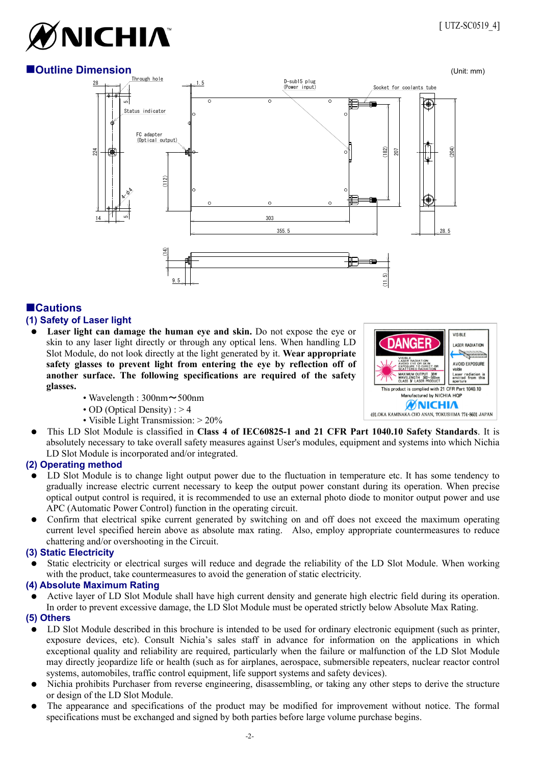## ■Outline Dimension

(Unit: mm)

Through hole
Status indicator
FC adapter (Optical output)
4-φ4
D-sub15 plug (Power input)
Socket for coolants tube
28
1.5
5
224
(112)
14
5
303
355.5
(182)
207
(204)
28.5
(14)
9.5
(11.5)

## ■Cautions

### (1) Safety of Laser light

- **Laser light can damage the human eye and skin.** Do not expose the eye or skin to any laser light directly or through any optical lens. When handling LD Slot Module, do not look directly at the light generated by it. **Wear appropriate safety glasses to prevent light from entering the eye by reflection off of another surface. The following specifications are required of the safety glasses.**
  - • Wavelength : 300nm～500nm
  - • OD (Optical Density) : > 4
  - • Visible Light Transmission: > 20%

DANGER
VISIBLE LASER RADIATION AVOID EYE OR SKIN EXPOSURE TO DIRECT OR SCATTERED RADIATION
MAXIMUM OUTPUT 30W
WAVELENGTH 380~500nm
CLASS Ⅳ LASER PRODUCT
VISIBLE LASER RADIATION
AVOID EXPOSURE visible Laser radiation is emitted from this aperture
This product is complied with 21 CFR Part 1040.10
Manufactured by NICHIA HQP
NICHIA
491 OKA KAMINAKA-CHO ANAN, TOKUSHIMA 774-8601 JAPAN

- This LD Slot Module is classified in **Class 4 of IEC60825-1 and 21 CFR Part 1040.10 Safety Standards**. It is absolutely necessary to take overall safety measures against User's modules, equipment and systems into which Nichia LD Slot Module is incorporated and/or integrated.

### (2) Operating method

- LD Slot Module is to change light output power due to the fluctuation in temperature etc. It has some tendency to gradually increase electric current necessary to keep the output power constant during its operation. When precise optical output control is required, it is recommended to use an external photo diode to monitor output power and use APC (Automatic Power Control) function in the operating circuit.
- Confirm that electrical spike current generated by switching on and off does not exceed the maximum operating current level specified herein above as absolute max rating. Also, employ appropriate countermeasures to reduce chattering and/or overshooting in the Circuit.

### (3) Static Electricity

- Static electricity or electrical surges will reduce and degrade the reliability of the LD Slot Module. When working with the product, take countermeasures to avoid the generation of static electricity.

### (4) Absolute Maximum Rating

- Active layer of LD Slot Module shall have high current density and generate high electric field during its operation. In order to prevent excessive damage, the LD Slot Module must be operated strictly below Absolute Max Rating.

### (5) Others

- LD Slot Module described in this brochure is intended to be used for ordinary electronic equipment (such as printer, exposure devices, etc). Consult Nichia's sales staff in advance for information on the applications in which exceptional quality and reliability are required, particularly when the failure or malfunction of the LD Slot Module may directly jeopardize life or health (such as for airplanes, aerospace, submersible repeaters, nuclear reactor control systems, automobiles, traffic control equipment, life support systems and safety devices).
- Nichia prohibits Purchaser from reverse engineering, disassembling, or taking any other steps to derive the structure or design of the LD Slot Module.
- The appearance and specifications of the product may be modified for improvement without notice. The formal specifications must be exchanged and signed by both parties before large volume purchase begins.